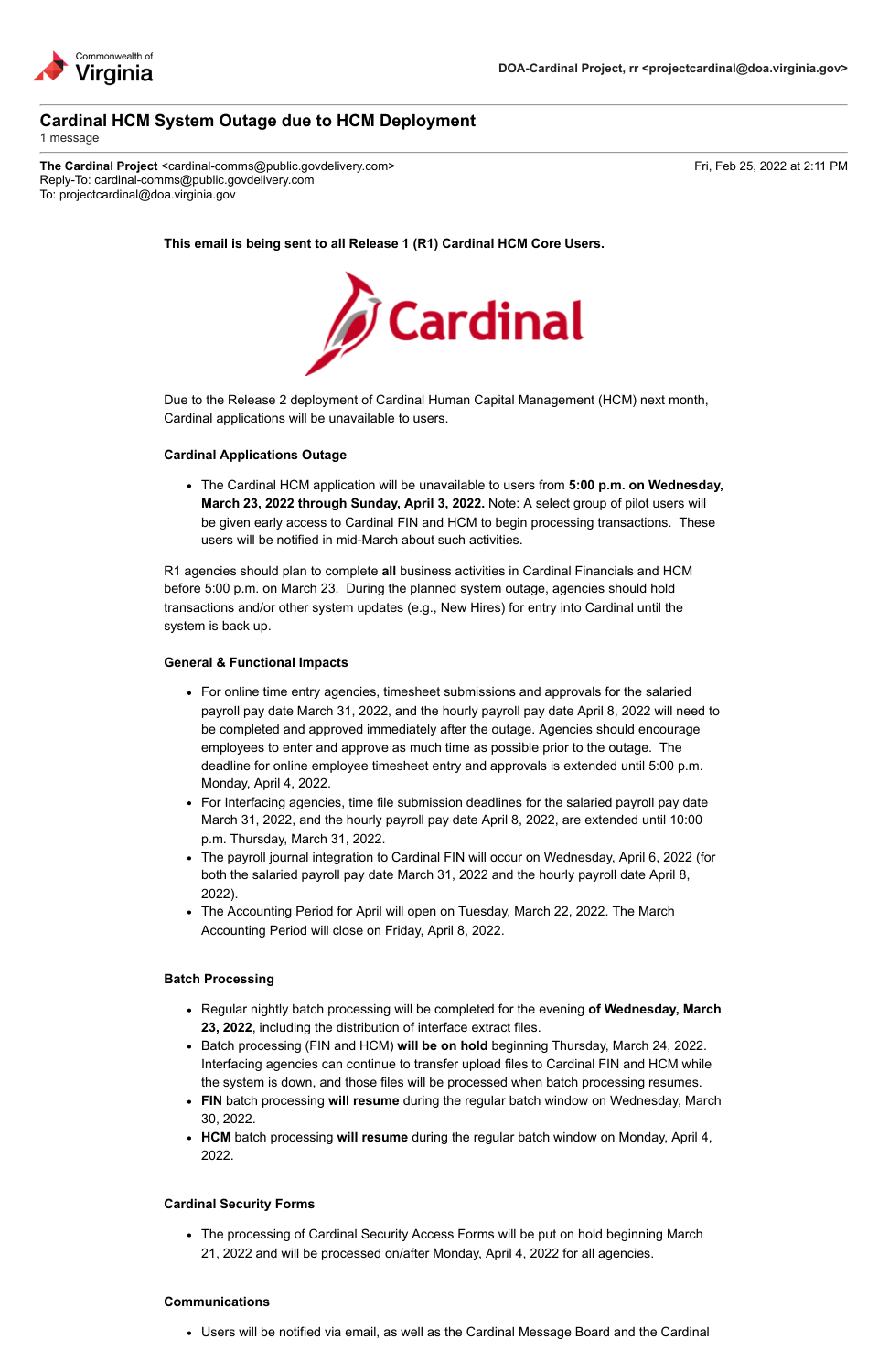Commonwealth of Virginia

**DOA-Cardinal Project, rr <projectcardinal@doa.virginia.gov>**

# Cardinal HCM System Outage due to HCM Deployment

1 message

**The Cardinal Project** <cardinal-comms@public.govdelivery.com>
Reply-To: cardinal-comms@public.govdelivery.com
To: projectcardinal@doa.virginia.gov

Fri, Feb 25, 2022 at 2:11 PM

**This email is being sent to all Release 1 (R1) Cardinal HCM Core Users.**

Cardinal

Due to the Release 2 deployment of Cardinal Human Capital Management (HCM) next month, Cardinal applications will be unavailable to users.

### Cardinal Applications Outage

- The Cardinal HCM application will be unavailable to users from **5:00 p.m. on Wednesday, March 23, 2022 through Sunday, April 3, 2022.** Note: A select group of pilot users will be given early access to Cardinal FIN and HCM to begin processing transactions. These users will be notified in mid-March about such activities.

R1 agencies should plan to complete **all** business activities in Cardinal Financials and HCM before 5:00 p.m. on March 23. During the planned system outage, agencies should hold transactions and/or other system updates (e.g., New Hires) for entry into Cardinal until the system is back up.

### General & Functional Impacts

- For online time entry agencies, timesheet submissions and approvals for the salaried payroll pay date March 31, 2022, and the hourly payroll pay date April 8, 2022 will need to be completed and approved immediately after the outage. Agencies should encourage employees to enter and approve as much time as possible prior to the outage. The deadline for online employee timesheet entry and approvals is extended until 5:00 p.m. Monday, April 4, 2022.
- For Interfacing agencies, time file submission deadlines for the salaried payroll pay date March 31, 2022, and the hourly payroll pay date April 8, 2022, are extended until 10:00 p.m. Thursday, March 31, 2022.
- The payroll journal integration to Cardinal FIN will occur on Wednesday, April 6, 2022 (for both the salaried payroll pay date March 31, 2022 and the hourly payroll date April 8, 2022).
- The Accounting Period for April will open on Tuesday, March 22, 2022. The March Accounting Period will close on Friday, April 8, 2022.

### Batch Processing

- Regular nightly batch processing will be completed for the evening **of Wednesday, March 23, 2022**, including the distribution of interface extract files.
- Batch processing (FIN and HCM) **will be on hold** beginning Thursday, March 24, 2022. Interfacing agencies can continue to transfer upload files to Cardinal FIN and HCM while the system is down, and those files will be processed when batch processing resumes.
- **FIN** batch processing **will resume** during the regular batch window on Wednesday, March 30, 2022.
- **HCM** batch processing **will resume** during the regular batch window on Monday, April 4, 2022.

### Cardinal Security Forms

- The processing of Cardinal Security Access Forms will be put on hold beginning March 21, 2022 and will be processed on/after Monday, April 4, 2022 for all agencies.

### Communications

- Users will be notified via email, as well as the Cardinal Message Board and the Cardinal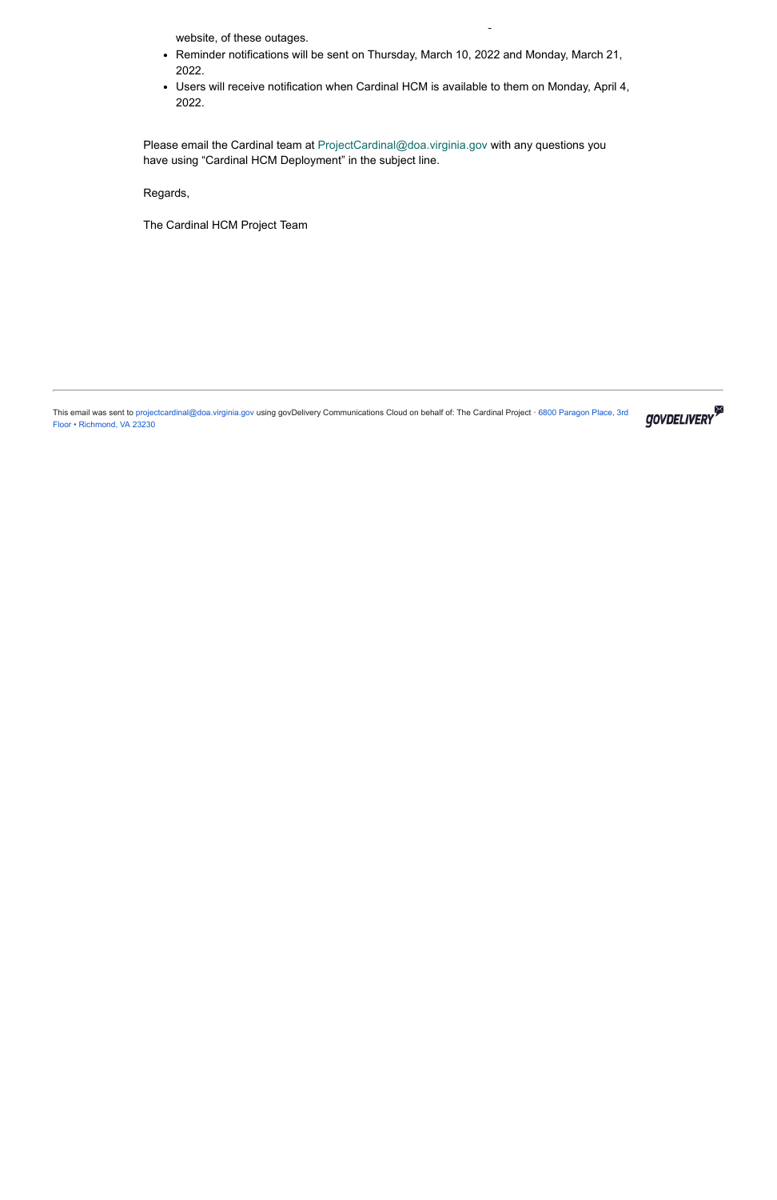website, of these outages.

- Reminder notifications will be sent on Thursday, March 10, 2022 and Monday, March 21, 2022.
- Users will receive notification when Cardinal HCM is available to them on Monday, April 4, 2022.

Please email the Cardinal team at ProjectCardinal@doa.virginia.gov with any questions you have using "Cardinal HCM Deployment" in the subject line.

Regards,

The Cardinal HCM Project Team

---

This email was sent to projectcardinal@doa.virginia.gov using govDelivery Communications Cloud on behalf of: The Cardinal Project · 6800 Paragon Place, 3rd Floor • Richmond, VA 23230